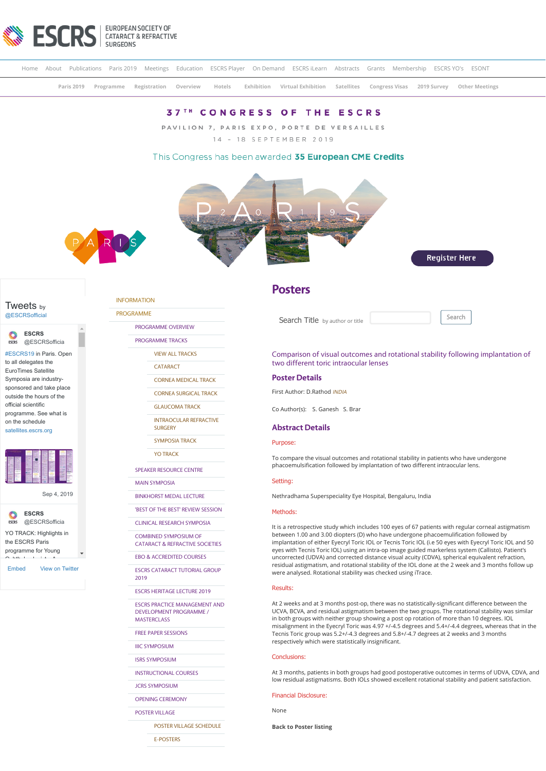ESCRS EUROPEAN SOCIETY OF CATARACT & REFRACTIVE SURGEONS

Home | About | Publications | Paris 2019 | Meetings | Education | ESCRS Player | On Demand | ESCRS iLearn | Abstracts | Grants | Membership | ESCRS YO's | ESONT

Paris 2019 | Programme | Registration | Overview | Hotels | Exhibition | Virtual Exhibition | Satellites | Congress Visas | 2019 Survey | Other Meetings

# 37TH CONGRESS OF THE ESCRS

PAVILION 7, PARIS EXPO, PORTE DE VERSAILLES

14 - 18 SEPTEMBER 2019

This Congress has been awarded **35 European CME Credits**

Register Here

Tweets by @ESCRSofficial

ESCRS @ESCRSofficia

#ESCRS19 in Paris. Open to all delegates the EuroTimes Satellite Symposia are industry-sponsored and take place outside the hours of the official scientific programme. See what is on the schedule satellites.escrs.org

Sep 4, 2019

ESCRS @ESCRSofficia

YO TRACK: Highlights in the ESCRS Paris programme for Young

Embed | View on Twitter

- INFORMATION
- PROGRAMME
  - PROGRAMME OVERVIEW
  - PROGRAMME TRACKS
    - VIEW ALL TRACKS
    - CATARACT
    - CORNEA MEDICAL TRACK
    - CORNEA SURGICAL TRACK
    - GLAUCOMA TRACK
    - INTRAOCULAR REFRACTIVE SURGERY
    - SYMPOSIA TRACK
    - YO TRACK
  - SPEAKER RESOURCE CENTRE
  - MAIN SYMPOSIA
  - BINKHORST MEDAL LECTURE
  - 'BEST OF THE BEST' REVIEW SESSION
  - CLINICAL RESEARCH SYMPOSIA
  - COMBINED SYMPOSIUM OF CATARACT & REFRACTIVE SOCIETIES
  - EBO & ACCREDITED COURSES
  - ESCRS CATARACT TUTORIAL GROUP 2019
  - ESCRS HERITAGE LECTURE 2019
  - ESCRS PRACTICE MANAGEMENT AND DEVELOPMENT PROGRAMME / MASTERCLASS
  - FREE PAPER SESSIONS
  - IIIC SYMPOSIUM
  - ISRS SYMPOSIUM
  - INSTRUCTIONAL COURSES
  - JCRS SYMPOSIUM
  - OPENING CEREMONY
  - POSTER VILLAGE
    - POSTER VILLAGE SCHEDULE
    - E-POSTERS

# Posters

Search Title *by author or title* Search

## Comparison of visual outcomes and rotational stability following implantation of two different toric intraocular lenses

### Poster Details

First Author: D.Rathod *INDIA*

Co Author(s): S. Ganesh S. Brar

### Abstract Details

**Purpose:**

To compare the visual outcomes and rotational stability in patients who have undergone phacoemulsification followed by implantation of two different intraocular lens.

**Setting:**

Nethradhama Superspeciality Eye Hospital, Bengaluru, India

**Methods:**

It is a retrospective study which includes 100 eyes of 67 patients with regular corneal astigmatism between 1.00 and 3.00 diopters (D) who have undergone phacoemulsification followed by implantation of either Eyecryl Toric IOL or Tecnis Toric IOL (i.e 50 eyes with Eyecryl Toric IOL and 50 eyes with Tecnis Toric IOL) using an intra-op image guided markerless system (Callisto). Patient's uncorrected (UDVA) and corrected distance visual acuity (CDVA), spherical equivalent refraction, residual astigmatism, and rotational stability of the IOL done at the 2 week and 3 months follow up were analysed. Rotational stability was checked using iTrace.

**Results:**

At 2 weeks and at 3 months post-op, there was no statistically-significant difference between the UCVA, BCVA, and residual astigmatism between the two groups. The rotational stability was similar in both groups with neither group showing a post op rotation of more than 10 degrees. IOL misalignment in the Eyecryl Toric was 4.97 +/-4.5 degrees and 5.4+/-4.4 degrees, whereas that in the Tecnis Toric group was 5.2+/-4.3 degrees and 5.8+/-4.7 degrees at 2 weeks and 3 months respectively which were statistically insignificant.

**Conclusions:**

At 3 months, patients in both groups had good postoperative outcomes in terms of UDVA, CDVA, and low residual astigmatisms. Both IOLs showed excellent rotational stability and patient satisfaction.

**Financial Disclosure:**

None

**Back to Poster listing**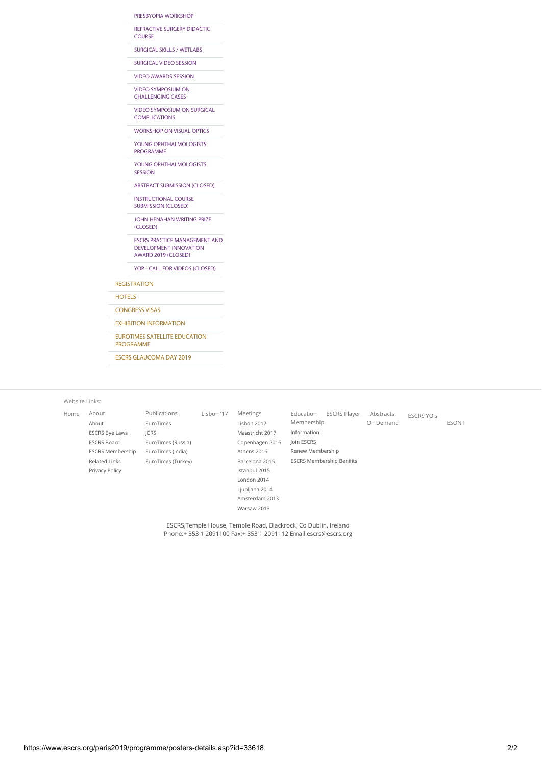- PRESBYOPIA WORKSHOP
- REFRACTIVE SURGERY DIDACTIC COURSE
- SURGICAL SKILLS / WETLABS
- SURGICAL VIDEO SESSION
- VIDEO AWARDS SESSION
- VIDEO SYMPOSIUM ON CHALLENGING CASES
- VIDEO SYMPOSIUM ON SURGICAL COMPLICATIONS
- WORKSHOP ON VISUAL OPTICS
- YOUNG OPHTHALMOLOGISTS PROGRAMME
- YOUNG OPHTHALMOLOGISTS SESSION
- ABSTRACT SUBMISSION (CLOSED)
- INSTRUCTIONAL COURSE SUBMISSION (CLOSED)
- JOHN HENAHAN WRITING PRIZE (CLOSED)
- ESCRS PRACTICE MANAGEMENT AND DEVELOPMENT INNOVATION AWARD 2019 (CLOSED)
- YOP - CALL FOR VIDEOS (CLOSED)

REGISTRATION

HOTELS

CONGRESS VISAS

EXHIBITION INFORMATION

EUROTIMES SATELLITE EDUCATION PROGRAMME

ESCRS GLAUCOMA DAY 2019

Website Links:

| Home | About | Publications | Lisbon '17 | Meetings | Education | ESCRS Player | Abstracts On Demand | ESCRS YO's | ESONT |
|---|---|---|---|---|---|---|---|---|---|
| | About | EuroTimes | | Lisbon 2017 | Membership | | | | |
| | ESCRS Bye Laws | JCRS | | Maastricht 2017 | Information | | | | |
| | ESCRS Board | EuroTimes (Russia) | | Copenhagen 2016 | Join ESCRS | | | | |
| | ESCRS Membership | EuroTimes (India) | | Athens 2016 | Renew Membership | | | | |
| | Related Links | EuroTimes (Turkey) | | Barcelona 2015 | ESCRS Membership Benifits | | | | |
| | Privacy Policy | | | Istanbul 2015 | | | | | |
| | | | | London 2014 | | | | | |
| | | | | Ljubljana 2014 | | | | | |
| | | | | Amsterdam 2013 | | | | | |
| | | | | Warsaw 2013 | | | | | |

ESCRS,Temple House, Temple Road, Blackrock, Co Dublin, Ireland
Phone:+ 353 1 2091100 Fax:+ 353 1 2091112 Email:escrs@escrs.org

https://www.escrs.org/paris2019/programme/posters-details.asp?id=33618